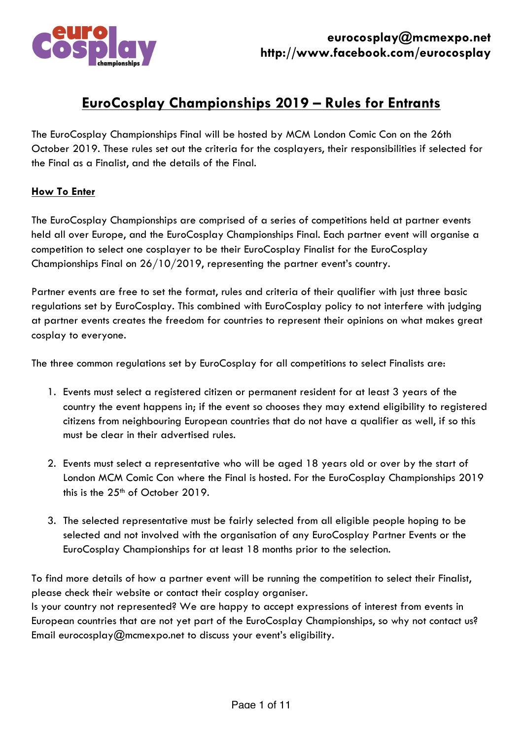eurocosplay@mcmexpo.net
http://www.facebook.com/eurocosplay

# EuroCosplay Championships 2019 – Rules for Entrants

The EuroCosplay Championships Final will be hosted by MCM London Comic Con on the 26th October 2019. These rules set out the criteria for the cosplayers, their responsibilities if selected for the Final as a Finalist, and the details of the Final.

## How To Enter

The EuroCosplay Championships are comprised of a series of competitions held at partner events held all over Europe, and the EuroCosplay Championships Final. Each partner event will organise a competition to select one cosplayer to be their EuroCosplay Finalist for the EuroCosplay Championships Final on 26/10/2019, representing the partner event's country.

Partner events are free to set the format, rules and criteria of their qualifier with just three basic regulations set by EuroCosplay. This combined with EuroCosplay policy to not interfere with judging at partner events creates the freedom for countries to represent their opinions on what makes great cosplay to everyone.

The three common regulations set by EuroCosplay for all competitions to select Finalists are:

1. Events must select a registered citizen or permanent resident for at least 3 years of the country the event happens in; if the event so chooses they may extend eligibility to registered citizens from neighbouring European countries that do not have a qualifier as well, if so this must be clear in their advertised rules.
2. Events must select a representative who will be aged 18 years old or over by the start of London MCM Comic Con where the Final is hosted. For the EuroCosplay Championships 2019 this is the 25th of October 2019.
3. The selected representative must be fairly selected from all eligible people hoping to be selected and not involved with the organisation of any EuroCosplay Partner Events or the EuroCosplay Championships for at least 18 months prior to the selection.

To find more details of how a partner event will be running the competition to select their Finalist, please check their website or contact their cosplay organiser.
Is your country not represented? We are happy to accept expressions of interest from events in European countries that are not yet part of the EuroCosplay Championships, so why not contact us? Email eurocosplay@mcmexpo.net to discuss your event's eligibility.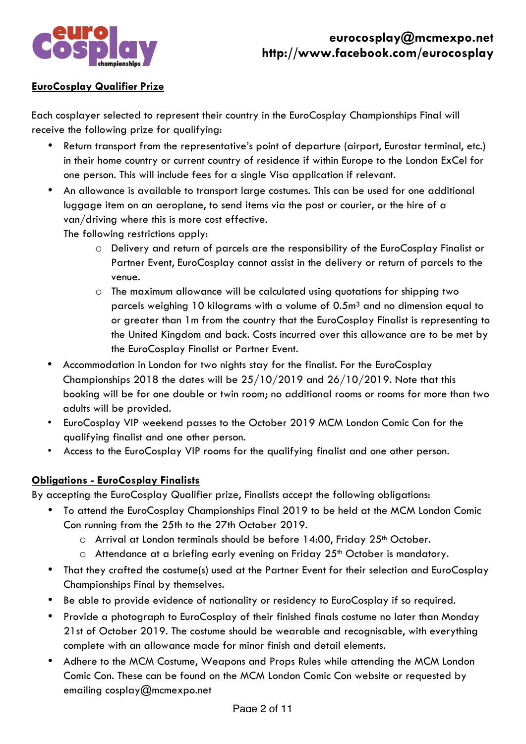**EuroCosplay Qualifier Prize**

Each cosplayer selected to represent their country in the EuroCosplay Championships Final will receive the following prize for qualifying:

- Return transport from the representative's point of departure (airport, Eurostar terminal, etc.) in their home country or current country of residence if within Europe to the London ExCel for one person. This will include fees for a single Visa application if relevant.
- An allowance is available to transport large costumes. This can be used for one additional luggage item on an aeroplane, to send items via the post or courier, or the hire of a van/driving where this is more cost effective.
  The following restrictions apply:
  - Delivery and return of parcels are the responsibility of the EuroCosplay Finalist or Partner Event, EuroCosplay cannot assist in the delivery or return of parcels to the venue.
  - The maximum allowance will be calculated using quotations for shipping two parcels weighing 10 kilograms with a volume of $0.5m^3$ and no dimension equal to or greater than 1m from the country that the EuroCosplay Finalist is representing to the United Kingdom and back. Costs incurred over this allowance are to be met by the EuroCosplay Finalist or Partner Event.
- Accommodation in London for two nights stay for the finalist. For the EuroCosplay Championships 2018 the dates will be 25/10/2019 and 26/10/2019. Note that this booking will be for one double or twin room; no additional rooms or rooms for more than two adults will be provided.
- EuroCosplay VIP weekend passes to the October 2019 MCM London Comic Con for the qualifying finalist and one other person.
- Access to the EuroCosplay VIP rooms for the qualifying finalist and one other person.

**Obligations - EuroCosplay Finalists**

By accepting the EuroCosplay Qualifier prize, Finalists accept the following obligations:

- To attend the EuroCosplay Championships Final 2019 to be held at the MCM London Comic Con running from the 25th to the 27th October 2019.
  - Arrival at London terminals should be before 14:00, Friday 25th October.
  - Attendance at a briefing early evening on Friday 25th October is mandatory.
- That they crafted the costume(s) used at the Partner Event for their selection and EuroCosplay Championships Final by themselves.
- Be able to provide evidence of nationality or residency to EuroCosplay if so required.
- Provide a photograph to EuroCosplay of their finished finals costume no later than Monday 21st of October 2019. The costume should be wearable and recognisable, with everything complete with an allowance made for minor finish and detail elements.
- Adhere to the MCM Costume, Weapons and Props Rules while attending the MCM London Comic Con. These can be found on the MCM London Comic Con website or requested by emailing cosplay@mcmexpo.net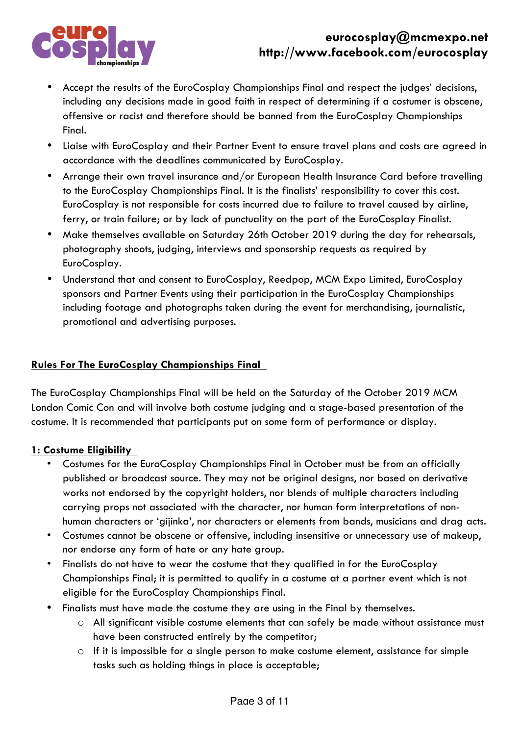- Accept the results of the EuroCosplay Championships Final and respect the judges' decisions, including any decisions made in good faith in respect of determining if a costumer is obscene, offensive or racist and therefore should be banned from the EuroCosplay Championships Final.
- Liaise with EuroCosplay and their Partner Event to ensure travel plans and costs are agreed in accordance with the deadlines communicated by EuroCosplay.
- Arrange their own travel insurance and/or European Health Insurance Card before travelling to the EuroCosplay Championships Final. It is the finalists' responsibility to cover this cost. EuroCosplay is not responsible for costs incurred due to failure to travel caused by airline, ferry, or train failure; or by lack of punctuality on the part of the EuroCosplay Finalist.
- Make themselves available on Saturday 26th October 2019 during the day for rehearsals, photography shoots, judging, interviews and sponsorship requests as required by EuroCosplay.
- Understand that and consent to EuroCosplay, Reedpop, MCM Expo Limited, EuroCosplay sponsors and Partner Events using their participation in the EuroCosplay Championships including footage and photographs taken during the event for merchandising, journalistic, promotional and advertising purposes.

## Rules For The EuroCosplay Championships Final

The EuroCosplay Championships Final will be held on the Saturday of the October 2019 MCM London Comic Con and will involve both costume judging and a stage-based presentation of the costume. It is recommended that participants put on some form of performance or display.

### 1: Costume Eligibility

- Costumes for the EuroCosplay Championships Final in October must be from an officially published or broadcast source. They may not be original designs, nor based on derivative works not endorsed by the copyright holders, nor blends of multiple characters including carrying props not associated with the character, nor human form interpretations of non-human characters or 'gijinka', nor characters or elements from bands, musicians and drag acts.
- Costumes cannot be obscene or offensive, including insensitive or unnecessary use of makeup, nor endorse any form of hate or any hate group.
- Finalists do not have to wear the costume that they qualified in for the EuroCosplay Championships Final; it is permitted to qualify in a costume at a partner event which is not eligible for the EuroCosplay Championships Final.
- Finalists must have made the costume they are using in the Final by themselves.
  - All significant visible costume elements that can safely be made without assistance must have been constructed entirely by the competitor;
  - If it is impossible for a single person to make costume element, assistance for simple tasks such as holding things in place is acceptable;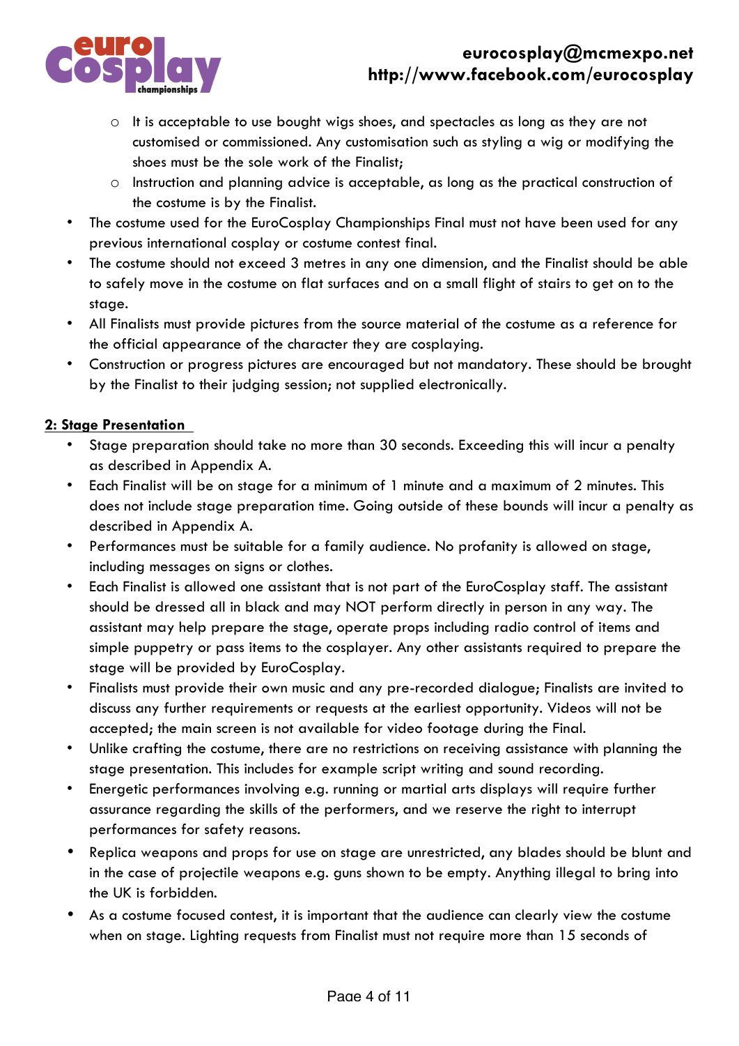- It is acceptable to use bought wigs shoes, and spectacles as long as they are not customised or commissioned. Any customisation such as styling a wig or modifying the shoes must be the sole work of the Finalist;
  - Instruction and planning advice is acceptable, as long as the practical construction of the costume is by the Finalist.
- The costume used for the EuroCosplay Championships Final must not have been used for any previous international cosplay or costume contest final.
- The costume should not exceed 3 metres in any one dimension, and the Finalist should be able to safely move in the costume on flat surfaces and on a small flight of stairs to get on to the stage.
- All Finalists must provide pictures from the source material of the costume as a reference for the official appearance of the character they are cosplaying.
- Construction or progress pictures are encouraged but not mandatory. These should be brought by the Finalist to their judging session; not supplied electronically.

**2: Stage Presentation**

- Stage preparation should take no more than 30 seconds. Exceeding this will incur a penalty as described in Appendix A.
- Each Finalist will be on stage for a minimum of 1 minute and a maximum of 2 minutes. This does not include stage preparation time. Going outside of these bounds will incur a penalty as described in Appendix A.
- Performances must be suitable for a family audience. No profanity is allowed on stage, including messages on signs or clothes.
- Each Finalist is allowed one assistant that is not part of the EuroCosplay staff. The assistant should be dressed all in black and may NOT perform directly in person in any way. The assistant may help prepare the stage, operate props including radio control of items and simple puppetry or pass items to the cosplayer. Any other assistants required to prepare the stage will be provided by EuroCosplay.
- Finalists must provide their own music and any pre-recorded dialogue; Finalists are invited to discuss any further requirements or requests at the earliest opportunity. Videos will not be accepted; the main screen is not available for video footage during the Final.
- Unlike crafting the costume, there are no restrictions on receiving assistance with planning the stage presentation. This includes for example script writing and sound recording.
- Energetic performances involving e.g. running or martial arts displays will require further assurance regarding the skills of the performers, and we reserve the right to interrupt performances for safety reasons.
- Replica weapons and props for use on stage are unrestricted, any blades should be blunt and in the case of projectile weapons e.g. guns shown to be empty. Anything illegal to bring into the UK is forbidden.
- As a costume focused contest, it is important that the audience can clearly view the costume when on stage. Lighting requests from Finalist must not require more than 15 seconds of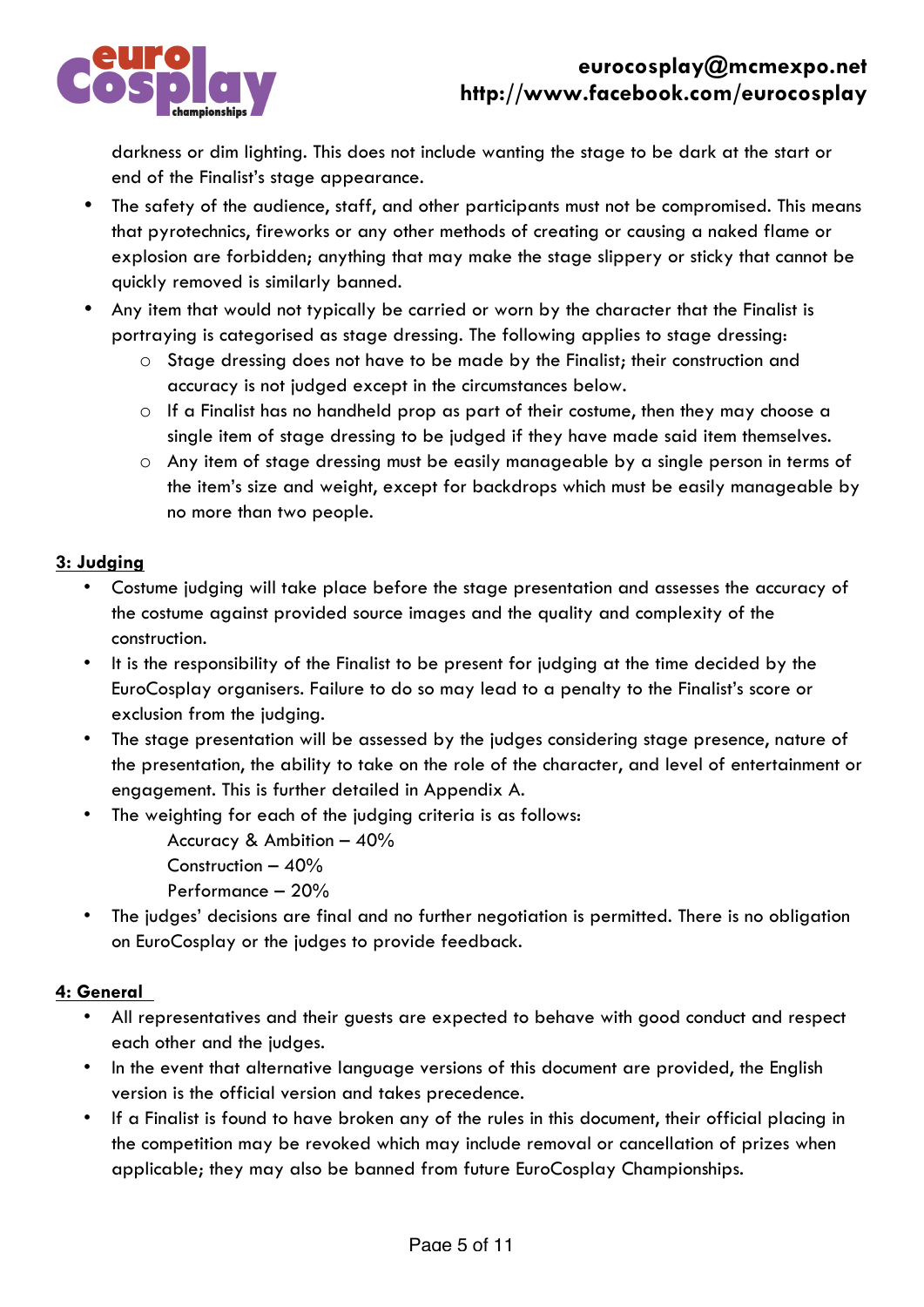darkness or dim lighting. This does not include wanting the stage to be dark at the start or end of the Finalist's stage appearance.

- The safety of the audience, staff, and other participants must not be compromised. This means that pyrotechnics, fireworks or any other methods of creating or causing a naked flame or explosion are forbidden; anything that may make the stage slippery or sticky that cannot be quickly removed is similarly banned.
- Any item that would not typically be carried or worn by the character that the Finalist is portraying is categorised as stage dressing. The following applies to stage dressing:
    - Stage dressing does not have to be made by the Finalist; their construction and accuracy is not judged except in the circumstances below.
    - If a Finalist has no handheld prop as part of their costume, then they may choose a single item of stage dressing to be judged if they have made said item themselves.
    - Any item of stage dressing must be easily manageable by a single person in terms of the item's size and weight, except for backdrops which must be easily manageable by no more than two people.

## 3: Judging

- Costume judging will take place before the stage presentation and assesses the accuracy of the costume against provided source images and the quality and complexity of the construction.
- It is the responsibility of the Finalist to be present for judging at the time decided by the EuroCosplay organisers. Failure to do so may lead to a penalty to the Finalist's score or exclusion from the judging.
- The stage presentation will be assessed by the judges considering stage presence, nature of the presentation, the ability to take on the role of the character, and level of entertainment or engagement. This is further detailed in Appendix A.
- The weighting for each of the judging criteria is as follows:

  Accuracy & Ambition – 40%
  Construction – 40%
  Performance – 20%
- The judges' decisions are final and no further negotiation is permitted. There is no obligation on EuroCosplay or the judges to provide feedback.

## 4: General

- All representatives and their guests are expected to behave with good conduct and respect each other and the judges.
- In the event that alternative language versions of this document are provided, the English version is the official version and takes precedence.
- If a Finalist is found to have broken any of the rules in this document, their official placing in the competition may be revoked which may include removal or cancellation of prizes when applicable; they may also be banned from future EuroCosplay Championships.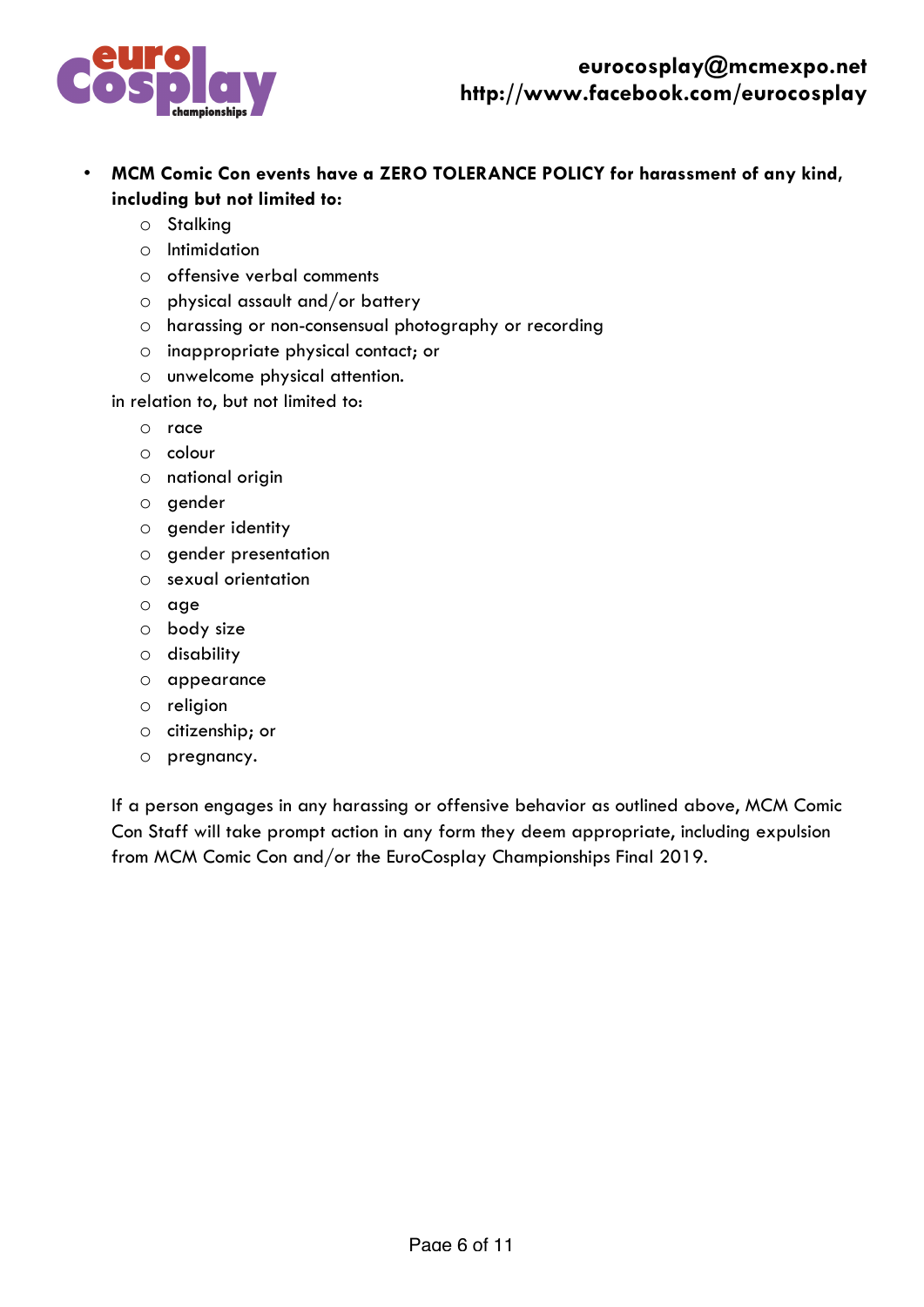- **MCM Comic Con events have a ZERO TOLERANCE POLICY for harassment of any kind, including but not limited to:**
    - Stalking
    - Intimidation
    - offensive verbal comments
    - physical assault and/or battery
    - harassing or non-consensual photography or recording
    - inappropriate physical contact; or
    - unwelcome physical attention.

  in relation to, but not limited to:
    - race
    - colour
    - national origin
    - gender
    - gender identity
    - gender presentation
    - sexual orientation
    - age
    - body size
    - disability
    - appearance
    - religion
    - citizenship; or
    - pregnancy.

  If a person engages in any harassing or offensive behavior as outlined above, MCM Comic Con Staff will take prompt action in any form they deem appropriate, including expulsion from MCM Comic Con and/or the EuroCosplay Championships Final 2019.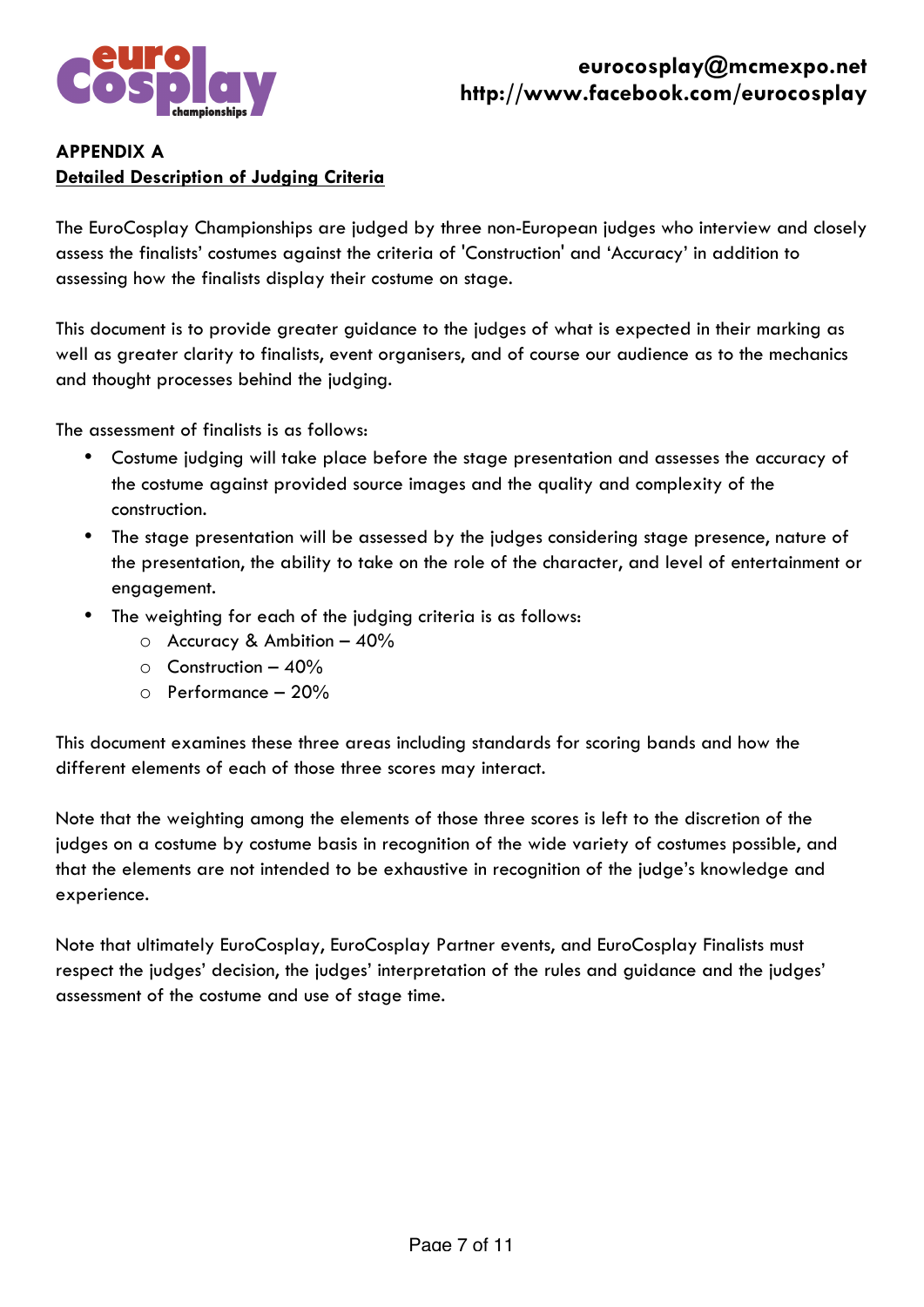**APPENDIX A**

**Detailed Description of Judging Criteria**

The EuroCosplay Championships are judged by three non-European judges who interview and closely assess the finalists' costumes against the criteria of 'Construction' and 'Accuracy' in addition to assessing how the finalists display their costume on stage.

This document is to provide greater guidance to the judges of what is expected in their marking as well as greater clarity to finalists, event organisers, and of course our audience as to the mechanics and thought processes behind the judging.

The assessment of finalists is as follows:

- Costume judging will take place before the stage presentation and assesses the accuracy of the costume against provided source images and the quality and complexity of the construction.
- The stage presentation will be assessed by the judges considering stage presence, nature of the presentation, the ability to take on the role of the character, and level of entertainment or engagement.
- The weighting for each of the judging criteria is as follows:
  - Accuracy & Ambition – 40%
  - Construction – 40%
  - Performance – 20%

This document examines these three areas including standards for scoring bands and how the different elements of each of those three scores may interact.

Note that the weighting among the elements of those three scores is left to the discretion of the judges on a costume by costume basis in recognition of the wide variety of costumes possible, and that the elements are not intended to be exhaustive in recognition of the judge's knowledge and experience.

Note that ultimately EuroCosplay, EuroCosplay Partner events, and EuroCosplay Finalists must respect the judges' decision, the judges' interpretation of the rules and guidance and the judges' assessment of the costume and use of stage time.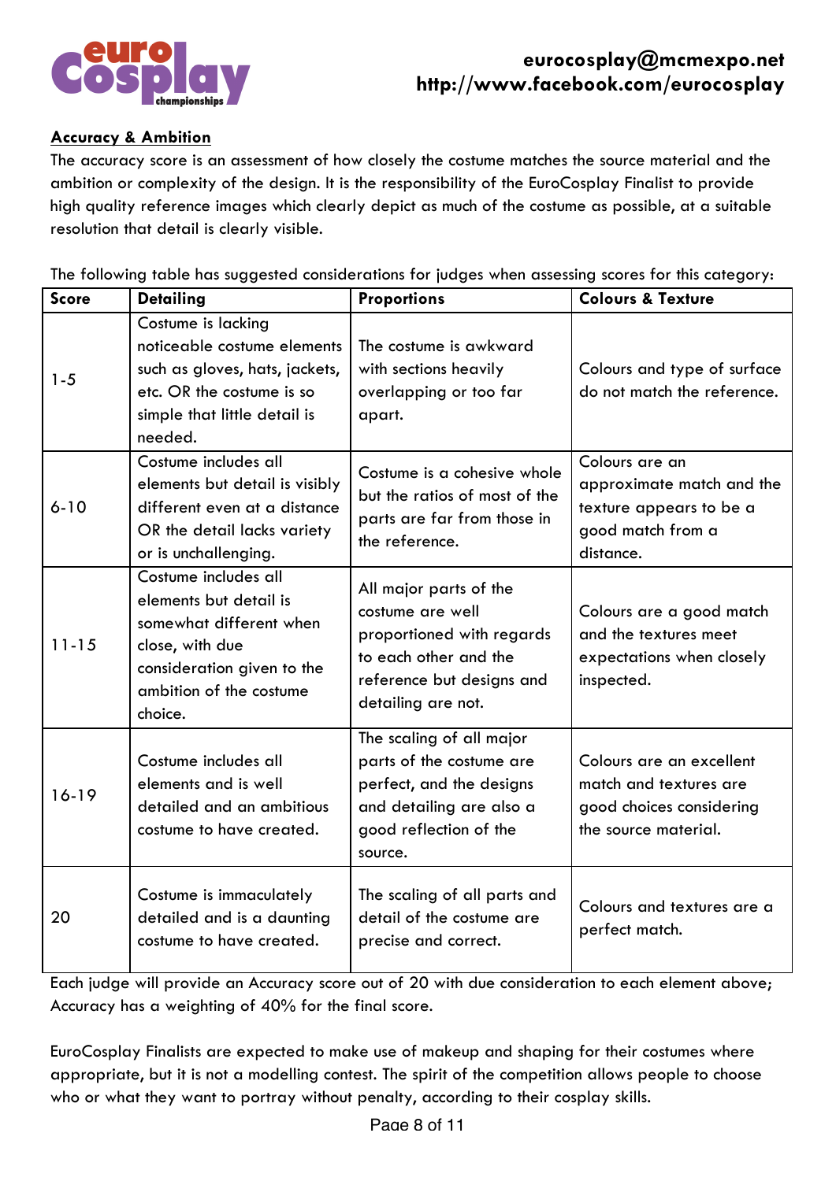## Accuracy & Ambition

The accuracy score is an assessment of how closely the costume matches the source material and the ambition or complexity of the design. It is the responsibility of the EuroCosplay Finalist to provide high quality reference images which clearly depict as much of the costume as possible, at a suitable resolution that detail is clearly visible.

The following table has suggested considerations for judges when assessing scores for this category:

| Score | Detailing | Proportions | Colours & Texture |
|---|---|---|---|
| 1-5 | Costume is lacking noticeable costume elements such as gloves, hats, jackets, etc. OR the costume is so simple that little detail is needed. | The costume is awkward with sections heavily overlapping or too far apart. | Colours and type of surface do not match the reference. |
| 6-10 | Costume includes all elements but detail is visibly different even at a distance OR the detail lacks variety or is unchallenging. | Costume is a cohesive whole but the ratios of most of the parts are far from those in the reference. | Colours are an approximate match and the texture appears to be a good match from a distance. |
| 11-15 | Costume includes all elements but detail is somewhat different when close, with due consideration given to the ambition of the costume choice. | All major parts of the costume are well proportioned with regards to each other and the reference but designs and detailing are not. | Colours are a good match and the textures meet expectations when closely inspected. |
| 16-19 | Costume includes all elements and is well detailed and an ambitious costume to have created. | The scaling of all major parts of the costume are perfect, and the designs and detailing are also a good reflection of the source. | Colours are an excellent match and textures are good choices considering the source material. |
| 20 | Costume is immaculately detailed and is a daunting costume to have created. | The scaling of all parts and detail of the costume are precise and correct. | Colours and textures are a perfect match. |

Each judge will provide an Accuracy score out of 20 with due consideration to each element above; Accuracy has a weighting of 40% for the final score.

EuroCosplay Finalists are expected to make use of makeup and shaping for their costumes where appropriate, but it is not a modelling contest. The spirit of the competition allows people to choose who or what they want to portray without penalty, according to their cosplay skills.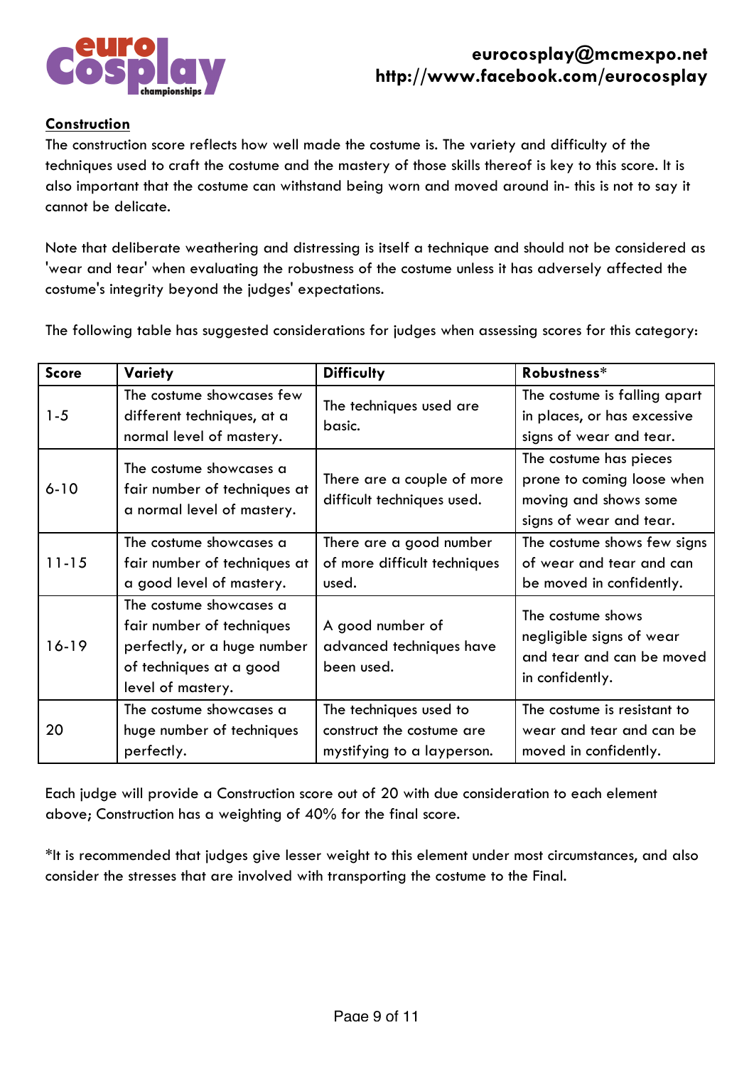## Construction

The construction score reflects how well made the costume is. The variety and difficulty of the techniques used to craft the costume and the mastery of those skills thereof is key to this score. It is also important that the costume can withstand being worn and moved around in- this is not to say it cannot be delicate.

Note that deliberate weathering and distressing is itself a technique and should not be considered as 'wear and tear' when evaluating the robustness of the costume unless it has adversely affected the costume's integrity beyond the judges' expectations.

The following table has suggested considerations for judges when assessing scores for this category:

| Score | Variety | Difficulty | Robustness* |
|---|---|---|---|
| 1-5 | The costume showcases few different techniques, at a normal level of mastery. | The techniques used are basic. | The costume is falling apart in places, or has excessive signs of wear and tear. |
| 6-10 | The costume showcases a fair number of techniques at a normal level of mastery. | There are a couple of more difficult techniques used. | The costume has pieces prone to coming loose when moving and shows some signs of wear and tear. |
| 11-15 | The costume showcases a fair number of techniques at a good level of mastery. | There are a good number of more difficult techniques used. | The costume shows few signs of wear and tear and can be moved in confidently. |
| 16-19 | The costume showcases a fair number of techniques perfectly, or a huge number of techniques at a good level of mastery. | A good number of advanced techniques have been used. | The costume shows negligible signs of wear and tear and can be moved in confidently. |
| 20 | The costume showcases a huge number of techniques perfectly. | The techniques used to construct the costume are mystifying to a layperson. | The costume is resistant to wear and tear and can be moved in confidently. |

Each judge will provide a Construction score out of 20 with due consideration to each element above; Construction has a weighting of 40% for the final score.

*It is recommended that judges give lesser weight to this element under most circumstances, and also consider the stresses that are involved with transporting the costume to the Final.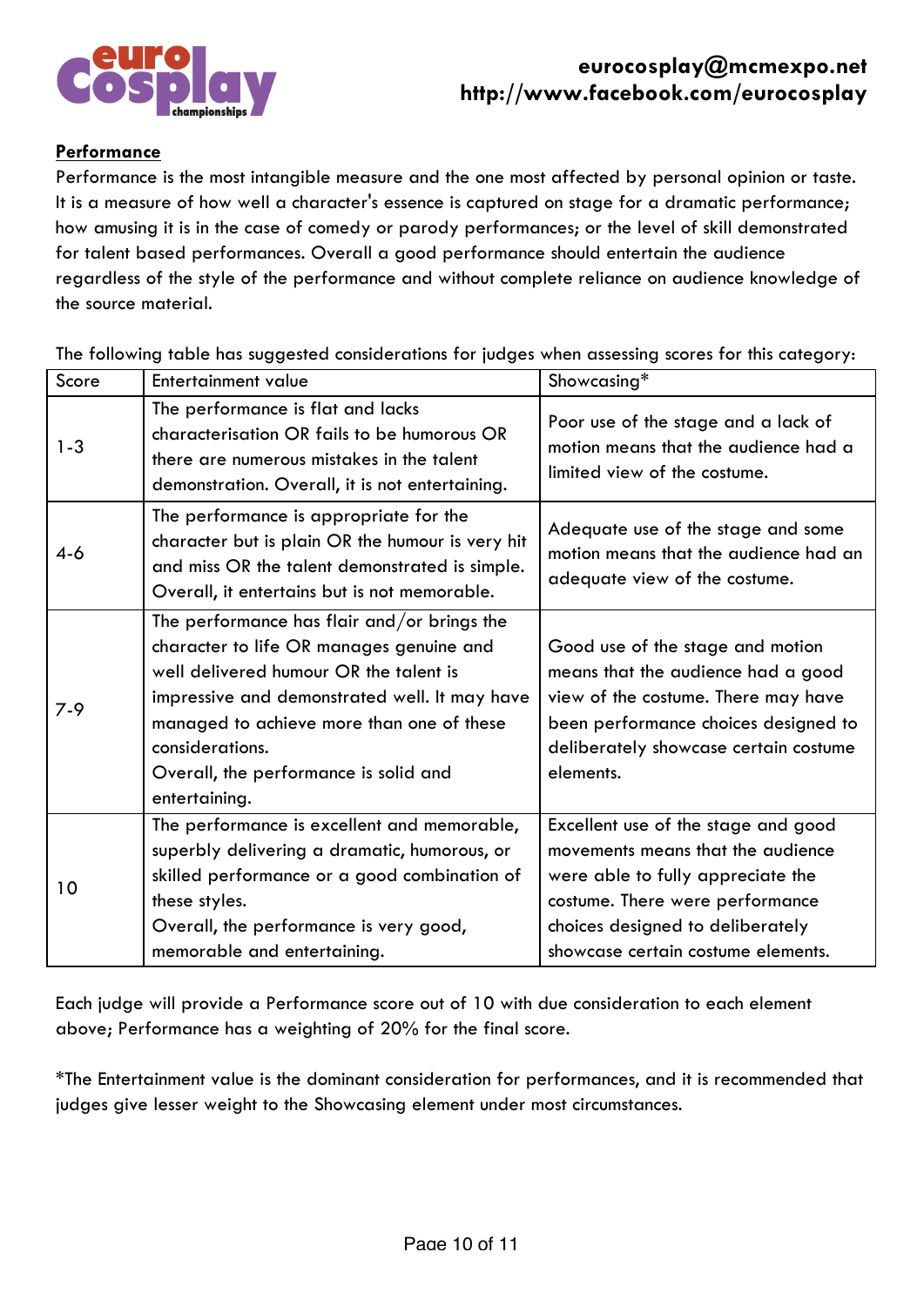**Performance**

Performance is the most intangible measure and the one most affected by personal opinion or taste. It is a measure of how well a character's essence is captured on stage for a dramatic performance; how amusing it is in the case of comedy or parody performances; or the level of skill demonstrated for talent based performances. Overall a good performance should entertain the audience regardless of the style of the performance and without complete reliance on audience knowledge of the source material.

The following table has suggested considerations for judges when assessing scores for this category:

| Score | Entertainment value | Showcasing* |
|---|---|---|
| 1-3 | The performance is flat and lacks characterisation OR fails to be humorous OR there are numerous mistakes in the talent demonstration. Overall, it is not entertaining. | Poor use of the stage and a lack of motion means that the audience had a limited view of the costume. |
| 4-6 | The performance is appropriate for the character but is plain OR the humour is very hit and miss OR the talent demonstrated is simple. Overall, it entertains but is not memorable. | Adequate use of the stage and some motion means that the audience had an adequate view of the costume. |
| 7-9 | The performance has flair and/or brings the character to life OR manages genuine and well delivered humour OR the talent is impressive and demonstrated well. It may have managed to achieve more than one of these considerations.<br>Overall, the performance is solid and entertaining. | Good use of the stage and motion means that the audience had a good view of the costume. There may have been performance choices designed to deliberately showcase certain costume elements. |
| 10 | The performance is excellent and memorable, superbly delivering a dramatic, humorous, or skilled performance or a good combination of these styles.<br>Overall, the performance is very good, memorable and entertaining. | Excellent use of the stage and good movements means that the audience were able to fully appreciate the costume. There were performance choices designed to deliberately showcase certain costume elements. |

Each judge will provide a Performance score out of 10 with due consideration to each element above; Performance has a weighting of 20% for the final score.

*The Entertainment value is the dominant consideration for performances, and it is recommended that judges give lesser weight to the Showcasing element under most circumstances.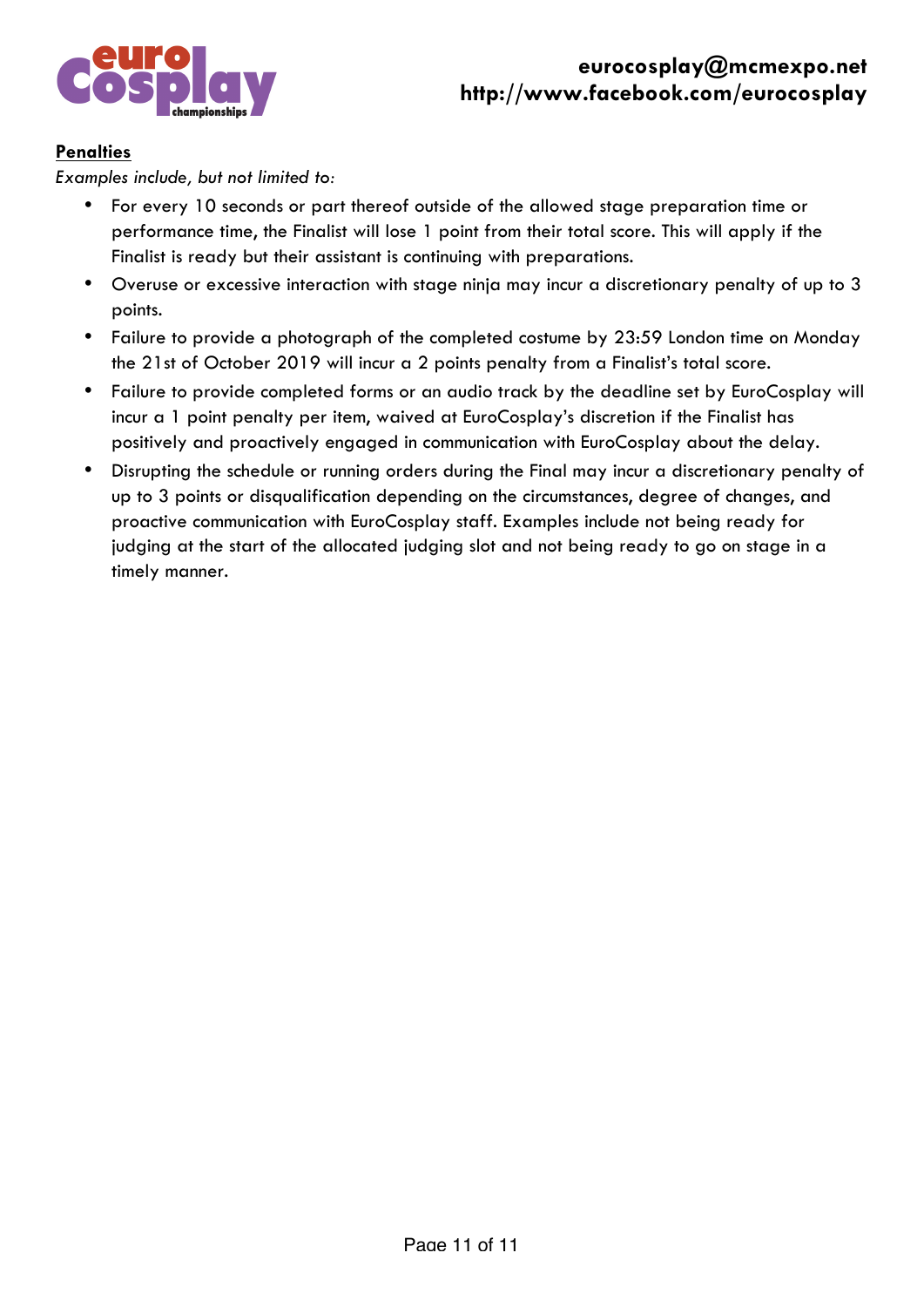## Penalties

*Examples include, but not limited to:*

- For every 10 seconds or part thereof outside of the allowed stage preparation time or performance time, the Finalist will lose 1 point from their total score. This will apply if the Finalist is ready but their assistant is continuing with preparations.
- Overuse or excessive interaction with stage ninja may incur a discretionary penalty of up to 3 points.
- Failure to provide a photograph of the completed costume by 23:59 London time on Monday the 21st of October 2019 will incur a 2 points penalty from a Finalist's total score.
- Failure to provide completed forms or an audio track by the deadline set by EuroCosplay will incur a 1 point penalty per item, waived at EuroCosplay's discretion if the Finalist has positively and proactively engaged in communication with EuroCosplay about the delay.
- Disrupting the schedule or running orders during the Final may incur a discretionary penalty of up to 3 points or disqualification depending on the circumstances, degree of changes, and proactive communication with EuroCosplay staff. Examples include not being ready for judging at the start of the allocated judging slot and not being ready to go on stage in a timely manner.